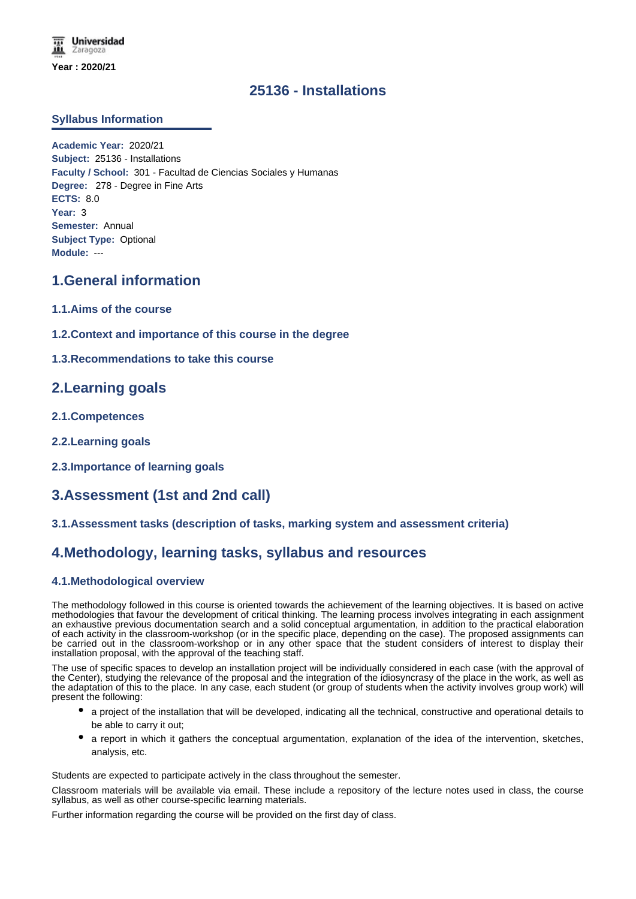Year : 2020/21

# 25136 - Installations

## Syllabus Information

**Academic Year:** 2020/21
**Subject:** 25136 - Installations
**Faculty / School:** 301 - Facultad de Ciencias Sociales y Humanas
**Degree:** 278 - Degree in Fine Arts
**ECTS:** 8.0
**Year:** 3
**Semester:** Annual
**Subject Type:** Optional
**Module:** ---

## 1.General information

### 1.1.Aims of the course

### 1.2.Context and importance of this course in the degree

### 1.3.Recommendations to take this course

## 2.Learning goals

### 2.1.Competences

### 2.2.Learning goals

### 2.3.Importance of learning goals

## 3.Assessment (1st and 2nd call)

### 3.1.Assessment tasks (description of tasks, marking system and assessment criteria)

## 4.Methodology, learning tasks, syllabus and resources

### 4.1.Methodological overview

The methodology followed in this course is oriented towards the achievement of the learning objectives. It is based on active methodologies that favour the development of critical thinking. The learning process involves integrating in each assignment an exhaustive previous documentation search and a solid conceptual argumentation, in addition to the practical elaboration of each activity in the classroom-workshop (or in the specific place, depending on the case). The proposed assignments can be carried out in the classroom-workshop or in any other space that the student considers of interest to display their installation proposal, with the approval of the teaching staff.

The use of specific spaces to develop an installation project will be individually considered in each case (with the approval of the Center), studying the relevance of the proposal and the integration of the idiosyncrasy of the place in the work, as well as the adaptation of this to the place. In any case, each student (or group of students when the activity involves group work) will present the following:

- a project of the installation that will be developed, indicating all the technical, constructive and operational details to be able to carry it out;
- a report in which it gathers the conceptual argumentation, explanation of the idea of the intervention, sketches, analysis, etc.

Students are expected to participate actively in the class throughout the semester.

Classroom materials will be available via email. These include a repository of the lecture notes used in class, the course syllabus, as well as other course-specific learning materials.

Further information regarding the course will be provided on the first day of class.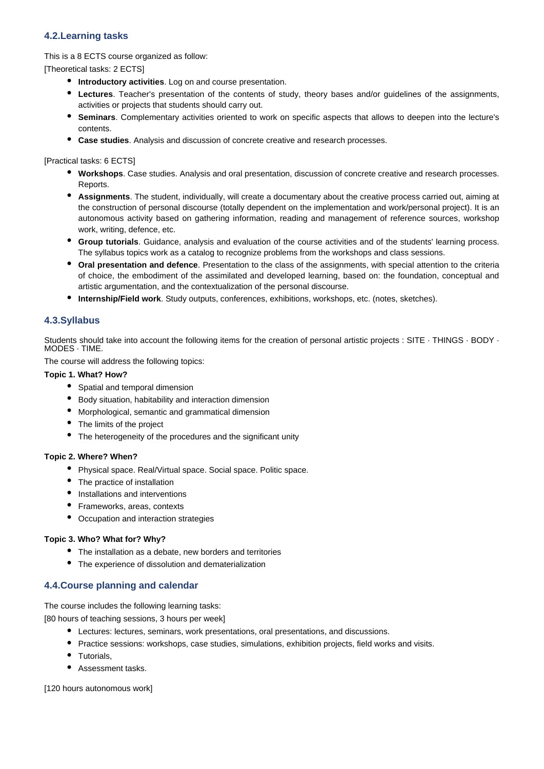### 4.2.Learning tasks

This is a 8 ECTS course organized as follow:

[Theoretical tasks: 2 ECTS]

- **Introductory activities**. Log on and course presentation.
- **Lectures**. Teacher's presentation of the contents of study, theory bases and/or guidelines of the assignments, activities or projects that students should carry out.
- **Seminars**. Complementary activities oriented to work on specific aspects that allows to deepen into the lecture's contents.
- **Case studies**. Analysis and discussion of concrete creative and research processes.

[Practical tasks: 6 ECTS]

- **Workshops**. Case studies. Analysis and oral presentation, discussion of concrete creative and research processes. Reports.
- **Assignments**. The student, individually, will create a documentary about the creative process carried out, aiming at the construction of personal discourse (totally dependent on the implementation and work/personal project). It is an autonomous activity based on gathering information, reading and management of reference sources, workshop work, writing, defence, etc.
- **Group tutorials**. Guidance, analysis and evaluation of the course activities and of the students' learning process. The syllabus topics work as a catalog to recognize problems from the workshops and class sessions.
- **Oral presentation and defence**. Presentation to the class of the assignments, with special attention to the criteria of choice, the embodiment of the assimilated and developed learning, based on: the foundation, conceptual and artistic argumentation, and the contextualization of the personal discourse.
- **Internship/Field work**. Study outputs, conferences, exhibitions, workshops, etc. (notes, sketches).

### 4.3.Syllabus

Students should take into account the following items for the creation of personal artistic projects : SITE · THINGS · BODY · MODES · TIME.

The course will address the following topics:

**Topic 1. What? How?**

- Spatial and temporal dimension
- Body situation, habitability and interaction dimension
- Morphological, semantic and grammatical dimension
- The limits of the project
- The heterogeneity of the procedures and the significant unity

**Topic 2. Where? When?**

- Physical space. Real/Virtual space. Social space. Politic space.
- The practice of installation
- Installations and interventions
- Frameworks, areas, contexts
- Occupation and interaction strategies

**Topic 3. Who? What for? Why?**

- The installation as a debate, new borders and territories
- The experience of dissolution and dematerialization

### 4.4.Course planning and calendar

The course includes the following learning tasks:

[80 hours of teaching sessions, 3 hours per week]

- Lectures: lectures, seminars, work presentations, oral presentations, and discussions.
- Practice sessions: workshops, case studies, simulations, exhibition projects, field works and visits.
- Tutorials,
- Assessment tasks.

[120 hours autonomous work]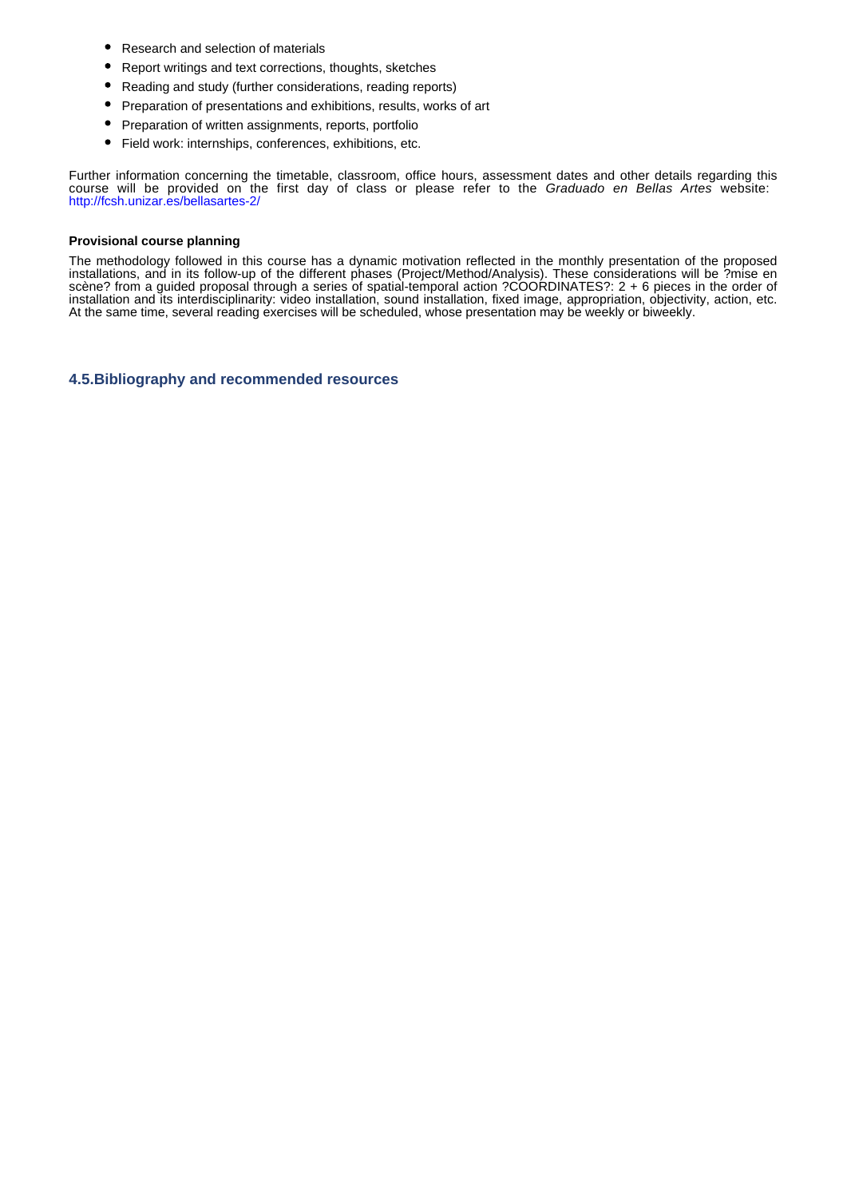- Research and selection of materials
- Report writings and text corrections, thoughts, sketches
- Reading and study (further considerations, reading reports)
- Preparation of presentations and exhibitions, results, works of art
- Preparation of written assignments, reports, portfolio
- Field work: internships, conferences, exhibitions, etc.

Further information concerning the timetable, classroom, office hours, assessment dates and other details regarding this course will be provided on the first day of class or please refer to the *Graduado en Bellas Artes* website: http://fcsh.unizar.es/bellasartes-2/

**Provisional course planning**

The methodology followed in this course has a dynamic motivation reflected in the monthly presentation of the proposed installations, and in its follow-up of the different phases (Project/Method/Analysis). These considerations will be ?mise en scène? from a guided proposal through a series of spatial-temporal action ?COORDINATES?: 2 + 6 pieces in the order of installation and its interdisciplinarity: video installation, sound installation, fixed image, appropriation, objectivity, action, etc. At the same time, several reading exercises will be scheduled, whose presentation may be weekly or biweekly.

### 4.5.Bibliography and recommended resources